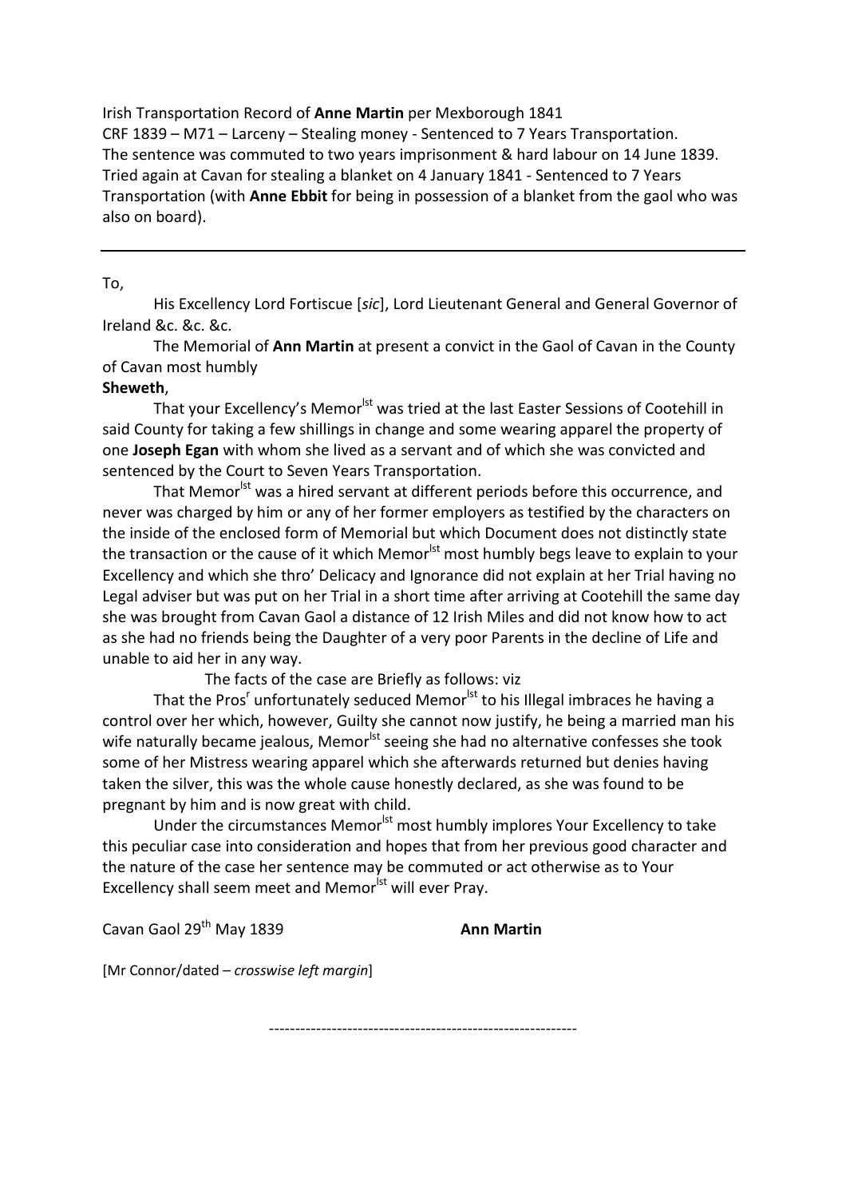Irish Transportation Record of **Anne Martin** per Mexborough 1841
CRF 1839 – M71 – Larceny – Stealing money - Sentenced to 7 Years Transportation.
The sentence was commuted to two years imprisonment & hard labour on 14 June 1839.
Tried again at Cavan for stealing a blanket on 4 January 1841 - Sentenced to 7 Years Transportation (with **Anne Ebbit** for being in possession of a blanket from the gaol who was also on board).

---

To,

His Excellency Lord Fortiscue [*sic*], Lord Lieutenant General and General Governor of Ireland &c. &c. &c.

The Memorial of **Ann Martin** at present a convict in the Gaol of Cavan in the County of Cavan most humbly

**Sheweth**,

That your Excellency's Memorlst was tried at the last Easter Sessions of Cootehill in said County for taking a few shillings in change and some wearing apparel the property of one **Joseph Egan** with whom she lived as a servant and of which she was convicted and sentenced by the Court to Seven Years Transportation.

That Memorlst was a hired servant at different periods before this occurrence, and never was charged by him or any of her former employers as testified by the characters on the inside of the enclosed form of Memorial but which Document does not distinctly state the transaction or the cause of it which Memorlst most humbly begs leave to explain to your Excellency and which she thro' Delicacy and Ignorance did not explain at her Trial having no Legal adviser but was put on her Trial in a short time after arriving at Cootehill the same day she was brought from Cavan Gaol a distance of 12 Irish Miles and did not know how to act as she had no friends being the Daughter of a very poor Parents in the decline of Life and unable to aid her in any way.

The facts of the case are Briefly as follows: viz

That the Prosr unfortunately seduced Memorlst to his Illegal imbraces he having a control over her which, however, Guilty she cannot now justify, he being a married man his wife naturally became jealous, Memorlst seeing she had no alternative confesses she took some of her Mistress wearing apparel which she afterwards returned but denies having taken the silver, this was the whole cause honestly declared, as she was found to be pregnant by him and is now great with child.

Under the circumstances Memorlst most humbly implores Your Excellency to take this peculiar case into consideration and hopes that from her previous good character and the nature of the case her sentence may be commuted or act otherwise as to Your Excellency shall seem meet and Memorlst will ever Pray.

Cavan Gaol 29th May 1839 **Ann Martin**

[Mr Connor/dated – *crosswise left margin*]

---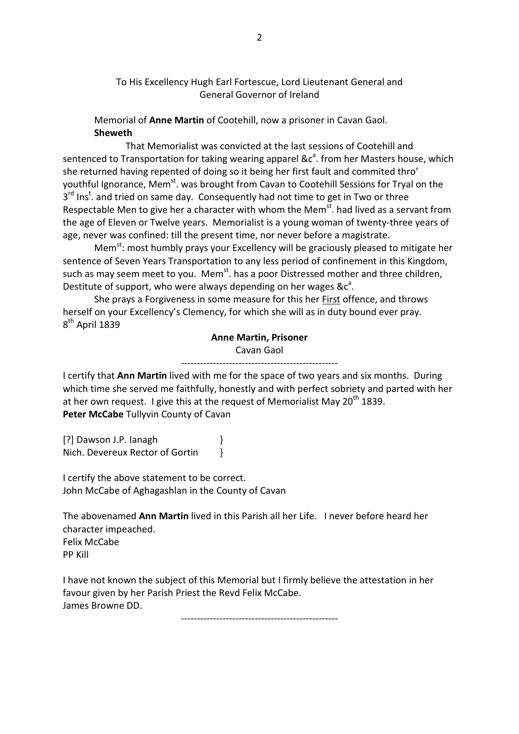To His Excellency Hugh Earl Fortescue, Lord Lieutenant General and General Governor of Ireland

Memorial of **Anne Martin** of Cootehill, now a prisoner in Cavan Gaol.
**Sheweth**

That Memorialist was convicted at the last sessions of Cootehill and sentenced to Transportation for taking wearing apparel &c[a]. from her Masters house, which she returned having repented of doing so it being her first fault and commited thro' youthful Ignorance, Mem[st]. was brought from Cavan to Cootehill Sessions for Tryal on the 3[rd] Ins[t]. and tried on same day. Consequently had not time to get in Two or three Respectable Men to give her a character with whom the Mem[st]. had lived as a servant from the age of Eleven or Twelve years. Memorialist is a young woman of twenty-three years of age, never was confined: till the present time, nor never before a magistrate.

Mem[st]: most humbly prays your Excellency will be graciously pleased to mitigate her sentence of Seven Years Transportation to any less period of confinement in this Kingdom, such as may seem meet to you. Mem[st]. has a poor Distressed mother and three children, Destitute of support, who were always depending on her wages &c[a].

She prays a Forgiveness in some measure for this her First offence, and throws herself on your Excellency's Clemency, for which she will as in duty bound ever pray.
8[th] April 1839

**Anne Martin, Prisoner**
Cavan Gaol

---

I certify that **Ann Martin** lived with me for the space of two years and six months. During which time she served me faithfully, honestly and with perfect sobriety and parted with her at her own request. I give this at the request of Memorialist May 20[th] 1839.
**Peter McCabe** Tullyvin County of Cavan

[?] Dawson J.P. Ianagh }
Nich. Devereux Rector of Gortin }

I certify the above statement to be correct.
John McCabe of Aghagashlan in the County of Cavan

The abovenamed **Ann Martin** lived in this Parish all her Life. I never before heard her character impeached.
Felix McCabe
PP Kill

I have not known the subject of this Memorial but I firmly believe the attestation in her favour given by her Parish Priest the Revd Felix McCabe.
James Browne DD.

---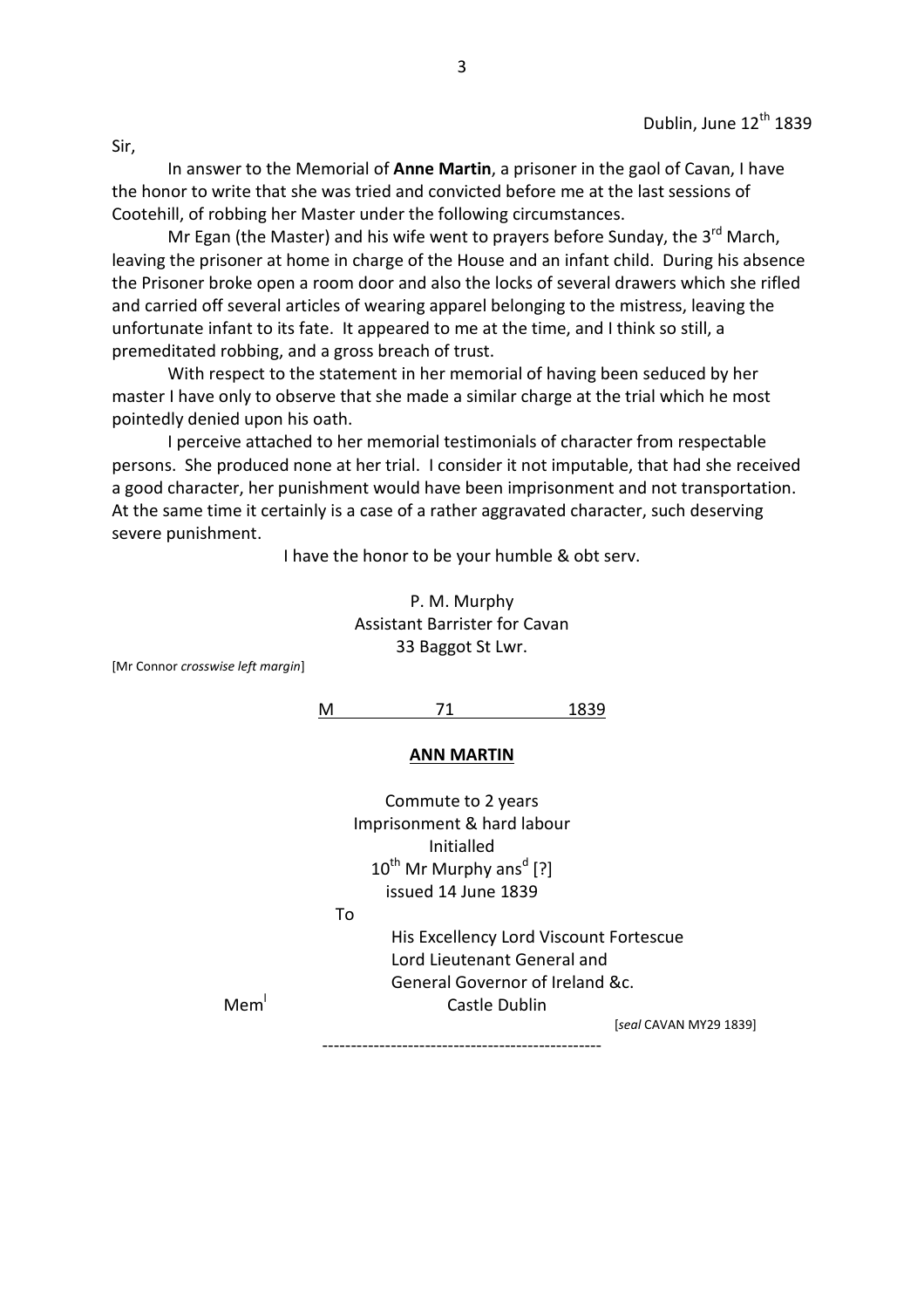Dublin, June 12th 1839

Sir,

In answer to the Memorial of **Anne Martin**, a prisoner in the gaol of Cavan, I have the honor to write that she was tried and convicted before me at the last sessions of Cootehill, of robbing her Master under the following circumstances.

Mr Egan (the Master) and his wife went to prayers before Sunday, the 3rd March, leaving the prisoner at home in charge of the House and an infant child. During his absence the Prisoner broke open a room door and also the locks of several drawers which she rifled and carried off several articles of wearing apparel belonging to the mistress, leaving the unfortunate infant to its fate. It appeared to me at the time, and I think so still, a premeditated robbing, and a gross breach of trust.

With respect to the statement in her memorial of having been seduced by her master I have only to observe that she made a similar charge at the trial which he most pointedly denied upon his oath.

I perceive attached to her memorial testimonials of character from respectable persons. She produced none at her trial. I consider it not imputable, that had she received a good character, her punishment would have been imprisonment and not transportation. At the same time it certainly is a case of a rather aggravated character, such deserving severe punishment.

I have the honor to be your humble & obt serv.

P. M. Murphy
Assistant Barrister for Cavan
33 Baggot St Lwr.

[Mr Connor *crosswise left margin*]

M 71 1839

**ANN MARTIN**

Commute to 2 years
Imprisonment & hard labour
Initialled
10th Mr Murphy ansd [?]
issued 14 June 1839

To

His Excellency Lord Viscount Fortescue
Lord Lieutenant General and
General Governor of Ireland &c.
Castle Dublin

Meml

[*seal* CAVAN MY29 1839]

---